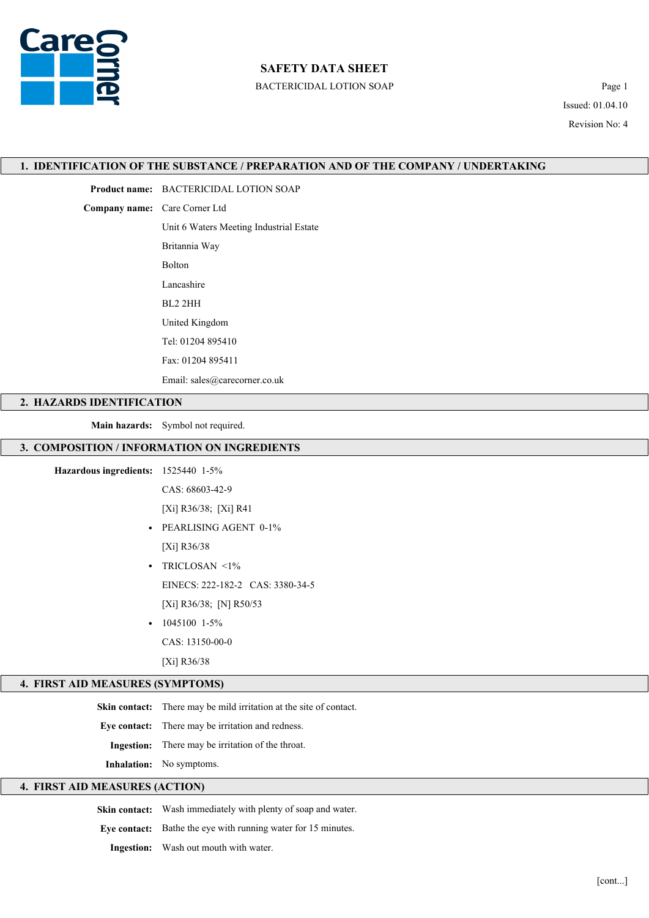# SAFETY DATA SHEET

BACTERICIDAL LOTION SOAP

Issued: 01.04.10

Revision No: 4

## 1. IDENTIFICATION OF THE SUBSTANCE / PREPARATION AND OF THE COMPANY / UNDERTAKING

**Product name:** BACTERICIDAL LOTION SOAP

**Company name:** Care Corner Ltd

Unit 6 Waters Meeting Industrial Estate

Britannia Way

Bolton

Lancashire

BL2 2HH

United Kingdom

Tel: 01204 895410

Fax: 01204 895411

Email: sales@carecorner.co.uk

## 2. HAZARDS IDENTIFICATION

**Main hazards:** Symbol not required.

## 3. COMPOSITION / INFORMATION ON INGREDIENTS

**Hazardous ingredients:** 1525440 1-5%

CAS: 68603-42-9

[Xi] R36/38; [Xi] R41

- PEARLISING AGENT 0-1%

  [Xi] R36/38

- TRICLOSAN <1%

  EINECS: 222-182-2 CAS: 3380-34-5

  [Xi] R36/38; [N] R50/53

- 1045100 1-5%

  CAS: 13150-00-0

  [Xi] R36/38

## 4. FIRST AID MEASURES (SYMPTOMS)

**Skin contact:** There may be mild irritation at the site of contact.

**Eye contact:** There may be irritation and redness.

**Ingestion:** There may be irritation of the throat.

**Inhalation:** No symptoms.

## 4. FIRST AID MEASURES (ACTION)

**Skin contact:** Wash immediately with plenty of soap and water.

**Eye contact:** Bathe the eye with running water for 15 minutes.

**Ingestion:** Wash out mouth with water.

[cont...]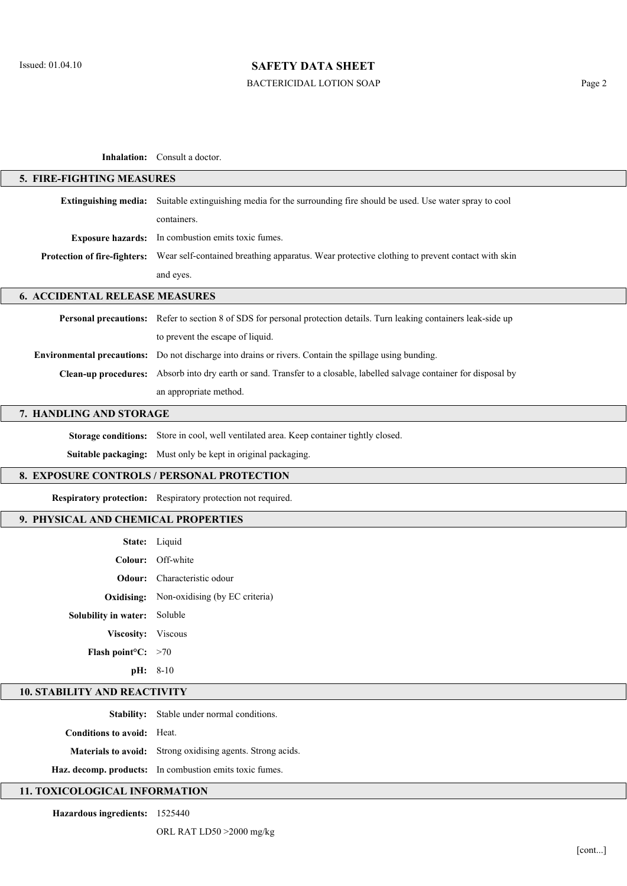**Inhalation:** Consult a doctor.

## 5. FIRE-FIGHTING MEASURES

**Extinguishing media:** Suitable extinguishing media for the surrounding fire should be used. Use water spray to cool containers.

**Exposure hazards:** In combustion emits toxic fumes.

**Protection of fire-fighters:** Wear self-contained breathing apparatus. Wear protective clothing to prevent contact with skin and eyes.

## 6. ACCIDENTAL RELEASE MEASURES

**Personal precautions:** Refer to section 8 of SDS for personal protection details. Turn leaking containers leak-side up to prevent the escape of liquid.

**Environmental precautions:** Do not discharge into drains or rivers. Contain the spillage using bunding.

**Clean-up procedures:** Absorb into dry earth or sand. Transfer to a closable, labelled salvage container for disposal by an appropriate method.

## 7. HANDLING AND STORAGE

**Storage conditions:** Store in cool, well ventilated area. Keep container tightly closed.

**Suitable packaging:** Must only be kept in original packaging.

## 8. EXPOSURE CONTROLS / PERSONAL PROTECTION

**Respiratory protection:** Respiratory protection not required.

## 9. PHYSICAL AND CHEMICAL PROPERTIES

**State:** Liquid

**Colour:** Off-white

**Odour:** Characteristic odour

**Oxidising:** Non-oxidising (by EC criteria)

**Solubility in water:** Soluble

**Viscosity:** Viscous

**Flash point°C:** >70

**pH:** 8-10

## 10. STABILITY AND REACTIVITY

**Stability:** Stable under normal conditions.

**Conditions to avoid:** Heat.

**Materials to avoid:** Strong oxidising agents. Strong acids.

**Haz. decomp. products:** In combustion emits toxic fumes.

## 11. TOXICOLOGICAL INFORMATION

**Hazardous ingredients:** 1525440

ORL RAT LD50 >2000 mg/kg

[cont...]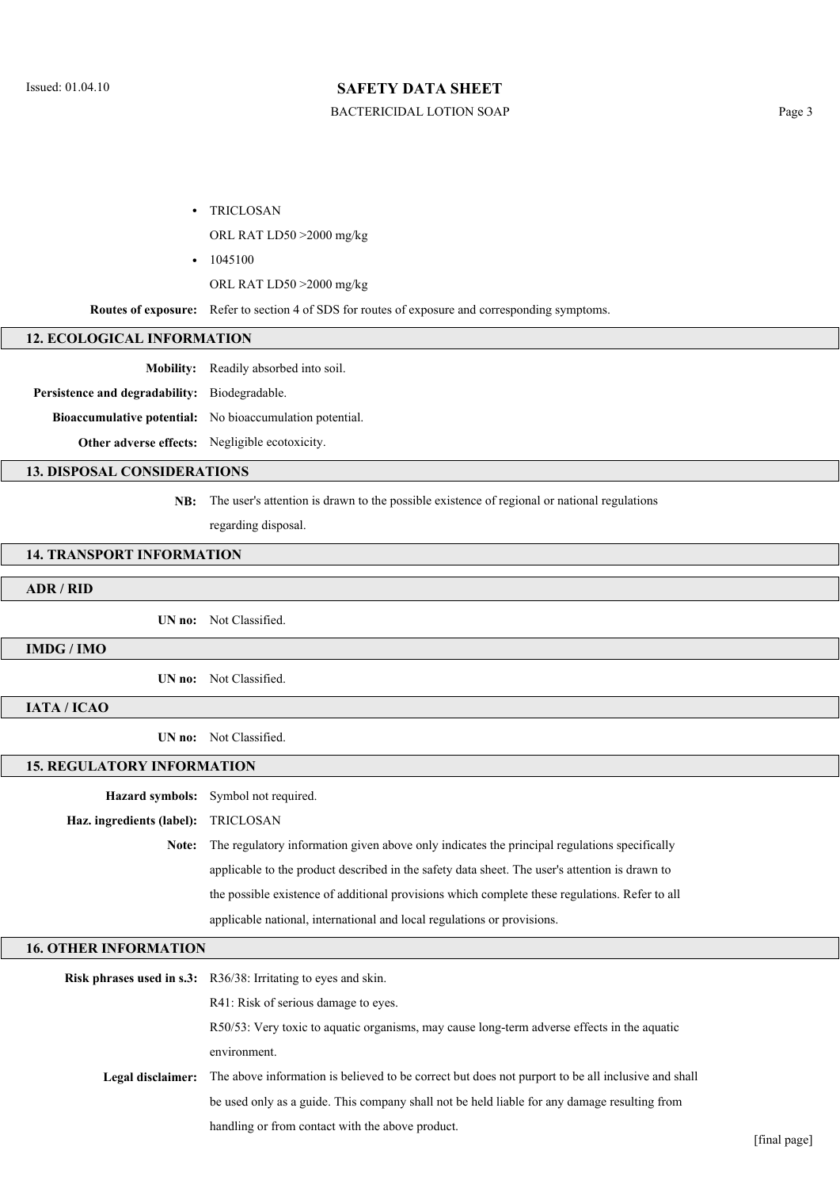- TRICLOSAN

  ORL RAT LD50 >2000 mg/kg

- 1045100

  ORL RAT LD50 >2000 mg/kg

**Routes of exposure:** Refer to section 4 of SDS for routes of exposure and corresponding symptoms.

## 12. ECOLOGICAL INFORMATION

**Mobility:** Readily absorbed into soil.

**Persistence and degradability:** Biodegradable.

**Bioaccumulative potential:** No bioaccumulation potential.

**Other adverse effects:** Negligible ecotoxicity.

## 13. DISPOSAL CONSIDERATIONS

**NB:** The user's attention is drawn to the possible existence of regional or national regulations regarding disposal.

## 14. TRANSPORT INFORMATION

### ADR / RID

**UN no:** Not Classified.

### IMDG / IMO

**UN no:** Not Classified.

### IATA / ICAO

**UN no:** Not Classified.

## 15. REGULATORY INFORMATION

**Hazard symbols:** Symbol not required.

**Haz. ingredients (label):** TRICLOSAN

**Note:** The regulatory information given above only indicates the principal regulations specifically applicable to the product described in the safety data sheet. The user's attention is drawn to the possible existence of additional provisions which complete these regulations. Refer to all applicable national, international and local regulations or provisions.

## 16. OTHER INFORMATION

**Risk phrases used in s.3:** R36/38: Irritating to eyes and skin.

R41: Risk of serious damage to eyes.

R50/53: Very toxic to aquatic organisms, may cause long-term adverse effects in the aquatic environment.

**Legal disclaimer:** The above information is believed to be correct but does not purport to be all inclusive and shall be used only as a guide. This company shall not be held liable for any damage resulting from handling or from contact with the above product.

[final page]